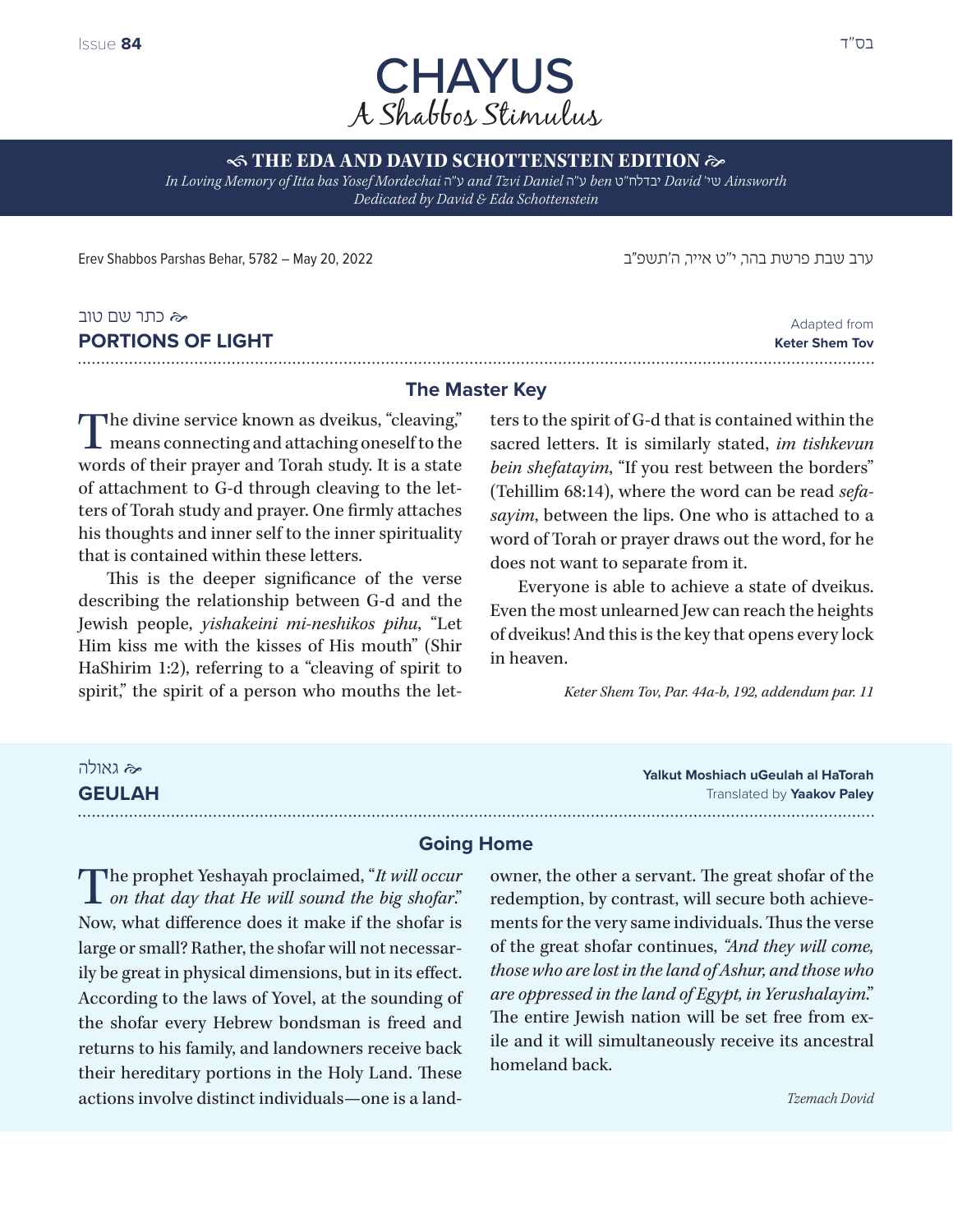Issue **84** בס"ד

# CHAYUS
## A Shabbos Stimulus

**THE EDA AND DAVID SCHOTTENSTEIN EDITION**

*In Loving Memory of Itta bas Yosef Mordechai ע"ה and Tzvi Daniel ע"ה ben יבדלח"ט David שי' Ainsworth*
*Dedicated by David & Eda Schottenstein*

Erev Shabbos Parshas Behar, 5782 – May 20, 2022

ערב שבת פרשת בהר, י"ט אייר, ה'תשפ"ב

כתר שם טוב

## PORTIONS OF LIGHT

Adapted from **Keter Shem Tov**

### The Master Key

The divine service known as dveikus, "cleaving," means connecting and attaching oneself to the words of their prayer and Torah study. It is a state of attachment to G-d through cleaving to the letters of Torah study and prayer. One firmly attaches his thoughts and inner self to the inner spirituality that is contained within these letters.

This is the deeper significance of the verse describing the relationship between G-d and the Jewish people, *yishakeini mi-neshikos pihu*, "Let Him kiss me with the kisses of His mouth" (Shir HaShirim 1:2), referring to a "cleaving of spirit to spirit," the spirit of a person who mouths the letters to the spirit of G-d that is contained within the sacred letters. It is similarly stated, *im tishkevun bein shefatayim*, "If you rest between the borders" (Tehillim 68:14), where the word can be read *sefasayim*, between the lips. One who is attached to a word of Torah or prayer draws out the word, for he does not want to separate from it.

Everyone is able to achieve a state of dveikus. Even the most unlearned Jew can reach the heights of dveikus! And this is the key that opens every lock in heaven.

*Keter Shem Tov, Par. 44a-b, 192, addendum par. 11*

גאולה

## GEULAH

**Yalkut Moshiach uGeulah al HaTorah**
Translated by **Yaakov Paley**

### Going Home

The prophet Yeshayah proclaimed, "*It will occur on that day that He will sound the big shofar*." Now, what difference does it make if the shofar is large or small? Rather, the shofar will not necessarily be great in physical dimensions, but in its effect. According to the laws of Yovel, at the sounding of the shofar every Hebrew bondsman is freed and returns to his family, and landowners receive back their hereditary portions in the Holy Land. These actions involve distinct individuals—one is a landowner, the other a servant. The great shofar of the redemption, by contrast, will secure both achievements for the very same individuals. Thus the verse of the great shofar continues, *"And they will come, those who are lost in the land of Ashur, and those who are oppressed in the land of Egypt, in Yerushalayim*." The entire Jewish nation will be set free from exile and it will simultaneously receive its ancestral homeland back.

*Tzemach Dovid*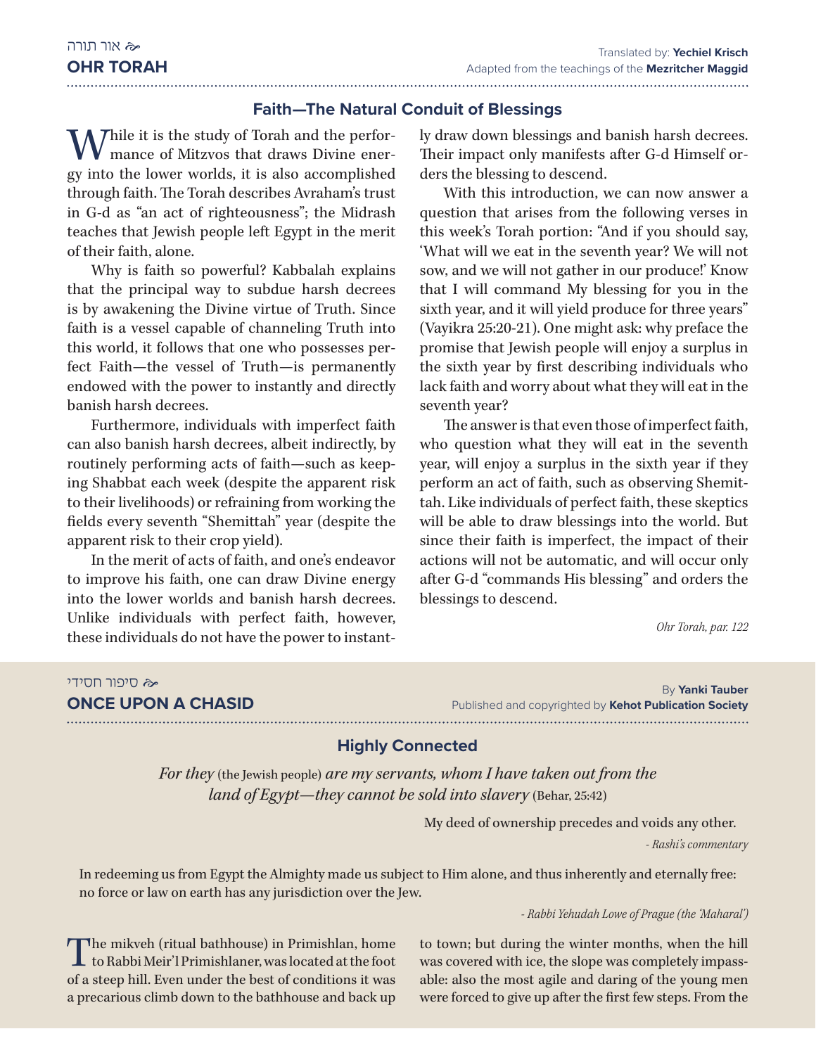## אור תורה
## OHR TORAH

Translated by: **Yechiel Krisch**
Adapted from the teachings of the **Mezritcher Maggid**

### Faith—The Natural Conduit of Blessings

While it is the study of Torah and the performance of Mitzvos that draws Divine energy into the lower worlds, it is also accomplished through faith. The Torah describes Avraham's trust in G-d as "an act of righteousness"; the Midrash teaches that Jewish people left Egypt in the merit of their faith, alone.

Why is faith so powerful? Kabbalah explains that the principal way to subdue harsh decrees is by awakening the Divine virtue of Truth. Since faith is a vessel capable of channeling Truth into this world, it follows that one who possesses perfect Faith—the vessel of Truth—is permanently endowed with the power to instantly and directly banish harsh decrees.

Furthermore, individuals with imperfect faith can also banish harsh decrees, albeit indirectly, by routinely performing acts of faith—such as keeping Shabbat each week (despite the apparent risk to their livelihoods) or refraining from working the fields every seventh "Shemittah" year (despite the apparent risk to their crop yield).

In the merit of acts of faith, and one's endeavor to improve his faith, one can draw Divine energy into the lower worlds and banish harsh decrees. Unlike individuals with perfect faith, however, these individuals do not have the power to instantly draw down blessings and banish harsh decrees. Their impact only manifests after G-d Himself orders the blessing to descend.

With this introduction, we can now answer a question that arises from the following verses in this week's Torah portion: "And if you should say, 'What will we eat in the seventh year? We will not sow, and we will not gather in our produce!' Know that I will command My blessing for you in the sixth year, and it will yield produce for three years" (Vayikra 25:20-21). One might ask: why preface the promise that Jewish people will enjoy a surplus in the sixth year by first describing individuals who lack faith and worry about what they will eat in the seventh year?

The answer is that even those of imperfect faith, who question what they will eat in the seventh year, will enjoy a surplus in the sixth year if they perform an act of faith, such as observing Shemittah. Like individuals of perfect faith, these skeptics will be able to draw blessings into the world. But since their faith is imperfect, the impact of their actions will not be automatic, and will occur only after G-d "commands His blessing" and orders the blessings to descend.

*Ohr Torah, par. 122*

## סיפור חסידי
## ONCE UPON A CHASID

By **Yanki Tauber**
Published and copyrighted by **Kehot Publication Society**

### Highly Connected

*For they* (the Jewish people) *are my servants, whom I have taken out from the land of Egypt—they cannot be sold into slavery* (Behar, 25:42)

My deed of ownership precedes and voids any other.

*- Rashi's commentary*

In redeeming us from Egypt the Almighty made us subject to Him alone, and thus inherently and eternally free: no force or law on earth has any jurisdiction over the Jew.

*- Rabbi Yehudah Lowe of Prague (the 'Maharal')*

The mikveh (ritual bathhouse) in Primishlan, home to Rabbi Meir'l Primishlaner, was located at the foot of a steep hill. Even under the best of conditions it was a precarious climb down to the bathhouse and back up to town; but during the winter months, when the hill was covered with ice, the slope was completely impassable: also the most agile and daring of the young men were forced to give up after the first few steps. From the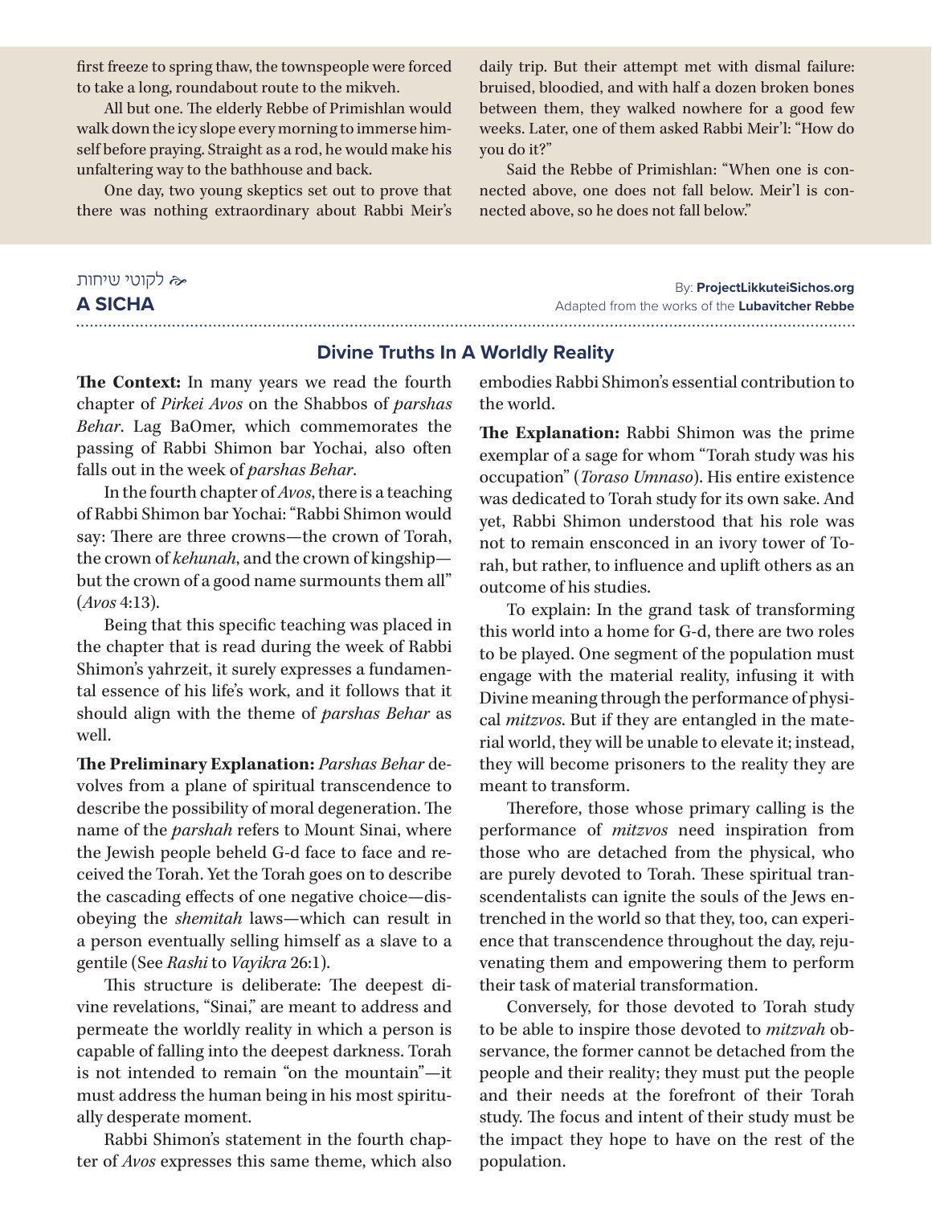first freeze to spring thaw, the townspeople were forced to take a long, roundabout route to the mikveh.

All but one. The elderly Rebbe of Primishlan would walk down the icy slope every morning to immerse himself before praying. Straight as a rod, he would make his unfaltering way to the bathhouse and back.

One day, two young skeptics set out to prove that there was nothing extraordinary about Rabbi Meir's daily trip. But their attempt met with dismal failure: bruised, bloodied, and with half a dozen broken bones between them, they walked nowhere for a good few weeks. Later, one of them asked Rabbi Meir'l: "How do you do it?"

Said the Rebbe of Primishlan: "When one is connected above, one does not fall below. Meir'l is connected above, so he does not fall below."

לקוטי שיחות

## A SICHA

By: **ProjectLikkuteiSichos.org**
Adapted from the works of the **Lubavitcher Rebbe**

### Divine Truths In A Worldly Reality

**The Context:** In many years we read the fourth chapter of *Pirkei Avos* on the Shabbos of *parshas Behar*. Lag BaOmer, which commemorates the passing of Rabbi Shimon bar Yochai, also often falls out in the week of *parshas Behar*.

In the fourth chapter of *Avos*, there is a teaching of Rabbi Shimon bar Yochai: "Rabbi Shimon would say: There are three crowns—the crown of Torah, the crown of *kehunah*, and the crown of kingship—but the crown of a good name surmounts them all" (*Avos* 4:13).

Being that this specific teaching was placed in the chapter that is read during the week of Rabbi Shimon's yahrzeit, it surely expresses a fundamental essence of his life's work, and it follows that it should align with the theme of *parshas Behar* as well.

**The Preliminary Explanation:** *Parshas Behar* devolves from a plane of spiritual transcendence to describe the possibility of moral degeneration. The name of the *parshah* refers to Mount Sinai, where the Jewish people beheld G-d face to face and received the Torah. Yet the Torah goes on to describe the cascading effects of one negative choice—disobeying the *shemitah* laws—which can result in a person eventually selling himself as a slave to a gentile (See *Rashi* to *Vayikra* 26:1).

This structure is deliberate: The deepest divine revelations, "Sinai," are meant to address and permeate the worldly reality in which a person is capable of falling into the deepest darkness. Torah is not intended to remain "on the mountain"—it must address the human being in his most spiritually desperate moment.

Rabbi Shimon's statement in the fourth chapter of *Avos* expresses this same theme, which also embodies Rabbi Shimon's essential contribution to the world.

**The Explanation:** Rabbi Shimon was the prime exemplar of a sage for whom "Torah study was his occupation" (*Toraso Umnaso*). His entire existence was dedicated to Torah study for its own sake. And yet, Rabbi Shimon understood that his role was not to remain ensconced in an ivory tower of Torah, but rather, to influence and uplift others as an outcome of his studies.

To explain: In the grand task of transforming this world into a home for G-d, there are two roles to be played. One segment of the population must engage with the material reality, infusing it with Divine meaning through the performance of physical *mitzvos*. But if they are entangled in the material world, they will be unable to elevate it; instead, they will become prisoners to the reality they are meant to transform.

Therefore, those whose primary calling is the performance of *mitzvos* need inspiration from those who are detached from the physical, who are purely devoted to Torah. These spiritual transcendentalists can ignite the souls of the Jews entrenched in the world so that they, too, can experience that transcendence throughout the day, rejuvenating them and empowering them to perform their task of material transformation.

Conversely, for those devoted to Torah study to be able to inspire those devoted to *mitzvah* observance, the former cannot be detached from the people and their reality; they must put the people and their needs at the forefront of their Torah study. The focus and intent of their study must be the impact they hope to have on the rest of the population.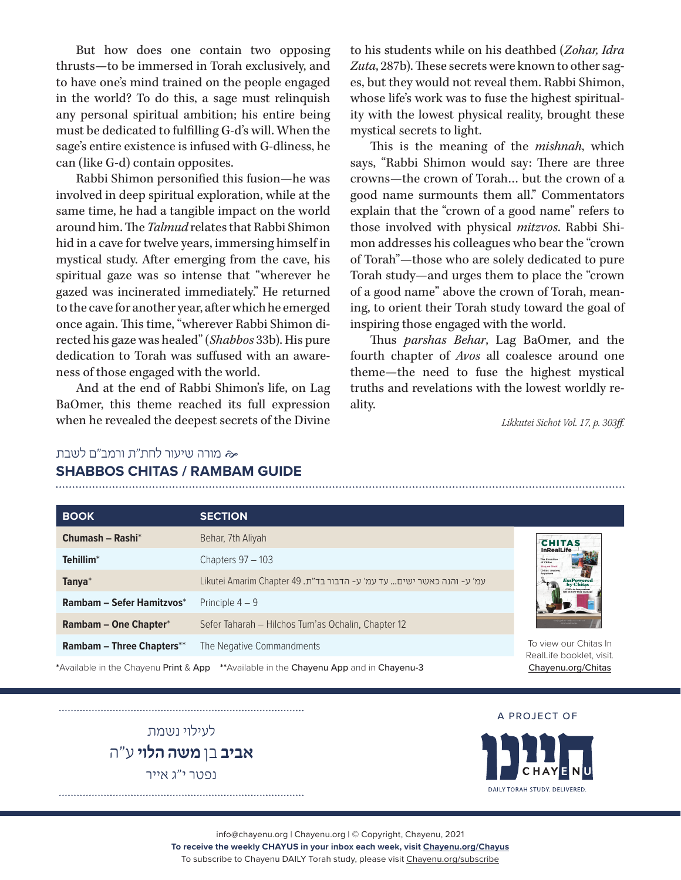But how does one contain two opposing thrusts—to be immersed in Torah exclusively, and to have one's mind trained on the people engaged in the world? To do this, a sage must relinquish any personal spiritual ambition; his entire being must be dedicated to fulfilling G-d's will. When the sage's entire existence is infused with G-dliness, he can (like G-d) contain opposites.

Rabbi Shimon personified this fusion—he was involved in deep spiritual exploration, while at the same time, he had a tangible impact on the world around him. The *Talmud* relates that Rabbi Shimon hid in a cave for twelve years, immersing himself in mystical study. After emerging from the cave, his spiritual gaze was so intense that "wherever he gazed was incinerated immediately." He returned to the cave for another year, after which he emerged once again. This time, "wherever Rabbi Shimon directed his gaze was healed" (*Shabbos* 33b). His pure dedication to Torah was suffused with an awareness of those engaged with the world.

And at the end of Rabbi Shimon's life, on Lag BaOmer, this theme reached its full expression when he revealed the deepest secrets of the Divine to his students while on his deathbed (*Zohar, Idra Zuta*, 287b). These secrets were known to other sages, but they would not reveal them. Rabbi Shimon, whose life's work was to fuse the highest spirituality with the lowest physical reality, brought these mystical secrets to light.

This is the meaning of the *mishnah*, which says, "Rabbi Shimon would say: There are three crowns—the crown of Torah… but the crown of a good name surmounts them all." Commentators explain that the "crown of a good name" refers to those involved with physical *mitzvos*. Rabbi Shimon addresses his colleagues who bear the "crown of Torah"—those who are solely dedicated to pure Torah study—and urges them to place the "crown of a good name" above the crown of Torah, meaning, to orient their Torah study toward the goal of inspiring those engaged with the world.

Thus *parshas Behar*, Lag BaOmer, and the fourth chapter of *Avos* all coalesce around one theme—the need to fuse the highest mystical truths and revelations with the lowest worldly reality.

*Likkutei Sichot Vol. 17, p. 303ff.*

מורה שיעור לחת"ת ורמב"ם לשבת

## SHABBOS CHITAS / RAMBAM GUIDE

| BOOK | SECTION |
|---|---|
| **Chumash – Rashi*** | Behar, 7th Aliyah |
| **Tehillim*** | Chapters 97 – 103 |
| **Tanya*** | Likutei Amarim Chapter 49 .עמ' ע- והנה כאשר ישים... עד עמ' ע- הדבור בד"ת |
| **Rambam – Sefer Hamitzvos*** | Principle 4 – 9 |
| **Rambam – One Chapter*** | Sefer Taharah – Hilchos Tum'as Ochalin, Chapter 12 |
| **Rambam – Three Chapters**** | The Negative Commandments |

*Available in the Chayenu Print & App **Available in the Chayenu App and in Chayenu-3

To view our Chitas In RealLife booklet, visit. Chayenu.org/Chitas

לעילוי נשמת
**אביב** בן **משה הלוי** ע"ה
נפטר י"ג אייר

A PROJECT OF
CHAYENU
DAILY TORAH STUDY. DELIVERED.

info@chayenu.org | Chayenu.org | © Copyright, Chayenu, 2021

**To receive the weekly CHAYUS in your inbox each week, visit Chayenu.org/Chayus**

To subscribe to Chayenu DAILY Torah study, please visit Chayenu.org/subscribe